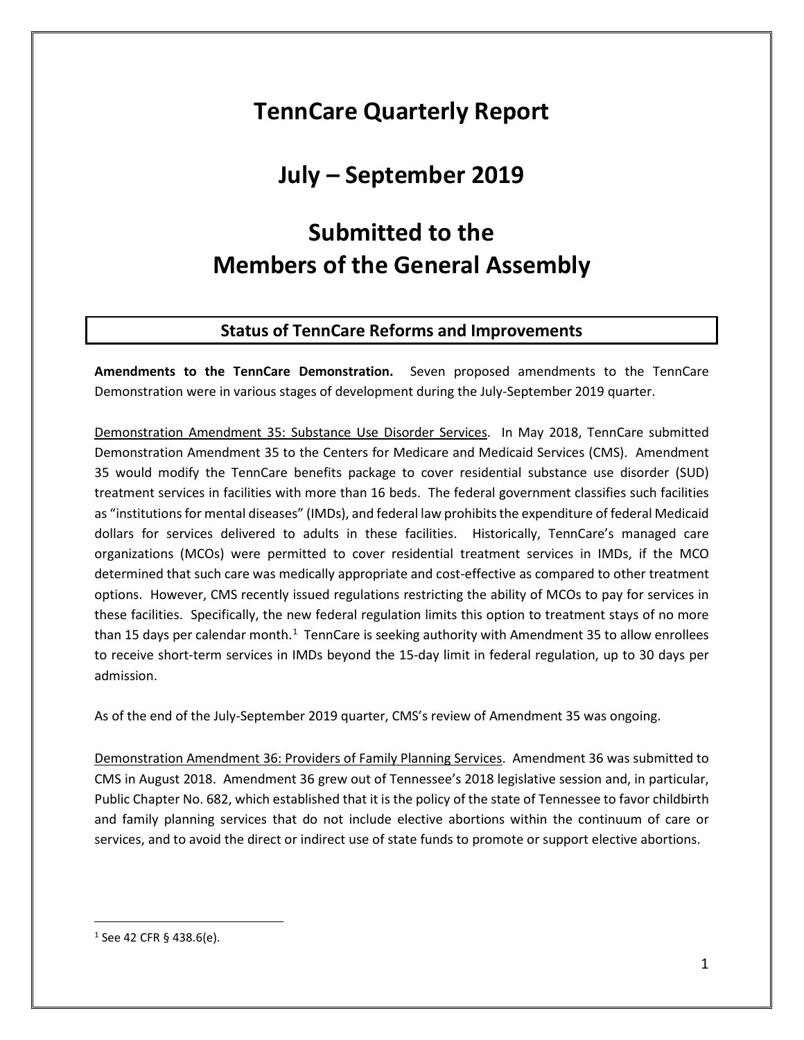# TennCare Quarterly Report

# July – September 2019

# Submitted to the Members of the General Assembly

## Status of TennCare Reforms and Improvements

**Amendments to the TennCare Demonstration.** Seven proposed amendments to the TennCare Demonstration were in various stages of development during the July-September 2019 quarter.

Demonstration Amendment 35: Substance Use Disorder Services. In May 2018, TennCare submitted Demonstration Amendment 35 to the Centers for Medicare and Medicaid Services (CMS). Amendment 35 would modify the TennCare benefits package to cover residential substance use disorder (SUD) treatment services in facilities with more than 16 beds. The federal government classifies such facilities as "institutions for mental diseases" (IMDs), and federal law prohibits the expenditure of federal Medicaid dollars for services delivered to adults in these facilities. Historically, TennCare's managed care organizations (MCOs) were permitted to cover residential treatment services in IMDs, if the MCO determined that such care was medically appropriate and cost-effective as compared to other treatment options. However, CMS recently issued regulations restricting the ability of MCOs to pay for services in these facilities. Specifically, the new federal regulation limits this option to treatment stays of no more than 15 days per calendar month.[1] TennCare is seeking authority with Amendment 35 to allow enrollees to receive short-term services in IMDs beyond the 15-day limit in federal regulation, up to 30 days per admission.

As of the end of the July-September 2019 quarter, CMS's review of Amendment 35 was ongoing.

Demonstration Amendment 36: Providers of Family Planning Services. Amendment 36 was submitted to CMS in August 2018. Amendment 36 grew out of Tennessee's 2018 legislative session and, in particular, Public Chapter No. 682, which established that it is the policy of the state of Tennessee to favor childbirth and family planning services that do not include elective abortions within the continuum of care or services, and to avoid the direct or indirect use of state funds to promote or support elective abortions.

---

[1] See 42 CFR § 438.6(e).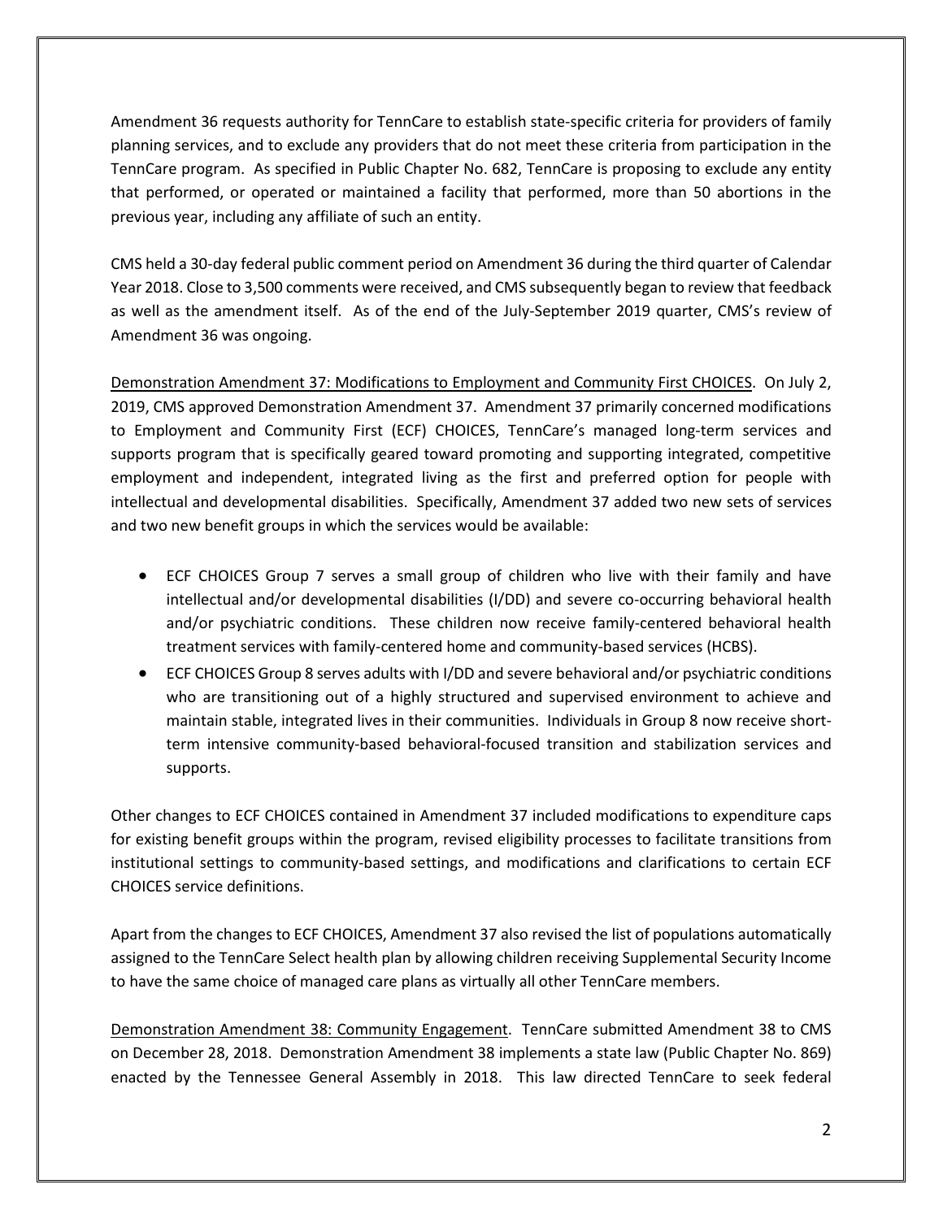Amendment 36 requests authority for TennCare to establish state-specific criteria for providers of family planning services, and to exclude any providers that do not meet these criteria from participation in the TennCare program. As specified in Public Chapter No. 682, TennCare is proposing to exclude any entity that performed, or operated or maintained a facility that performed, more than 50 abortions in the previous year, including any affiliate of such an entity.

CMS held a 30-day federal public comment period on Amendment 36 during the third quarter of Calendar Year 2018. Close to 3,500 comments were received, and CMS subsequently began to review that feedback as well as the amendment itself. As of the end of the July-September 2019 quarter, CMS's review of Amendment 36 was ongoing.

Demonstration Amendment 37: Modifications to Employment and Community First CHOICES. On July 2, 2019, CMS approved Demonstration Amendment 37. Amendment 37 primarily concerned modifications to Employment and Community First (ECF) CHOICES, TennCare's managed long-term services and supports program that is specifically geared toward promoting and supporting integrated, competitive employment and independent, integrated living as the first and preferred option for people with intellectual and developmental disabilities. Specifically, Amendment 37 added two new sets of services and two new benefit groups in which the services would be available:

- ECF CHOICES Group 7 serves a small group of children who live with their family and have intellectual and/or developmental disabilities (I/DD) and severe co-occurring behavioral health and/or psychiatric conditions. These children now receive family-centered behavioral health treatment services with family-centered home and community-based services (HCBS).
- ECF CHOICES Group 8 serves adults with I/DD and severe behavioral and/or psychiatric conditions who are transitioning out of a highly structured and supervised environment to achieve and maintain stable, integrated lives in their communities. Individuals in Group 8 now receive short-term intensive community-based behavioral-focused transition and stabilization services and supports.

Other changes to ECF CHOICES contained in Amendment 37 included modifications to expenditure caps for existing benefit groups within the program, revised eligibility processes to facilitate transitions from institutional settings to community-based settings, and modifications and clarifications to certain ECF CHOICES service definitions.

Apart from the changes to ECF CHOICES, Amendment 37 also revised the list of populations automatically assigned to the TennCare Select health plan by allowing children receiving Supplemental Security Income to have the same choice of managed care plans as virtually all other TennCare members.

Demonstration Amendment 38: Community Engagement. TennCare submitted Amendment 38 to CMS on December 28, 2018. Demonstration Amendment 38 implements a state law (Public Chapter No. 869) enacted by the Tennessee General Assembly in 2018. This law directed TennCare to seek federal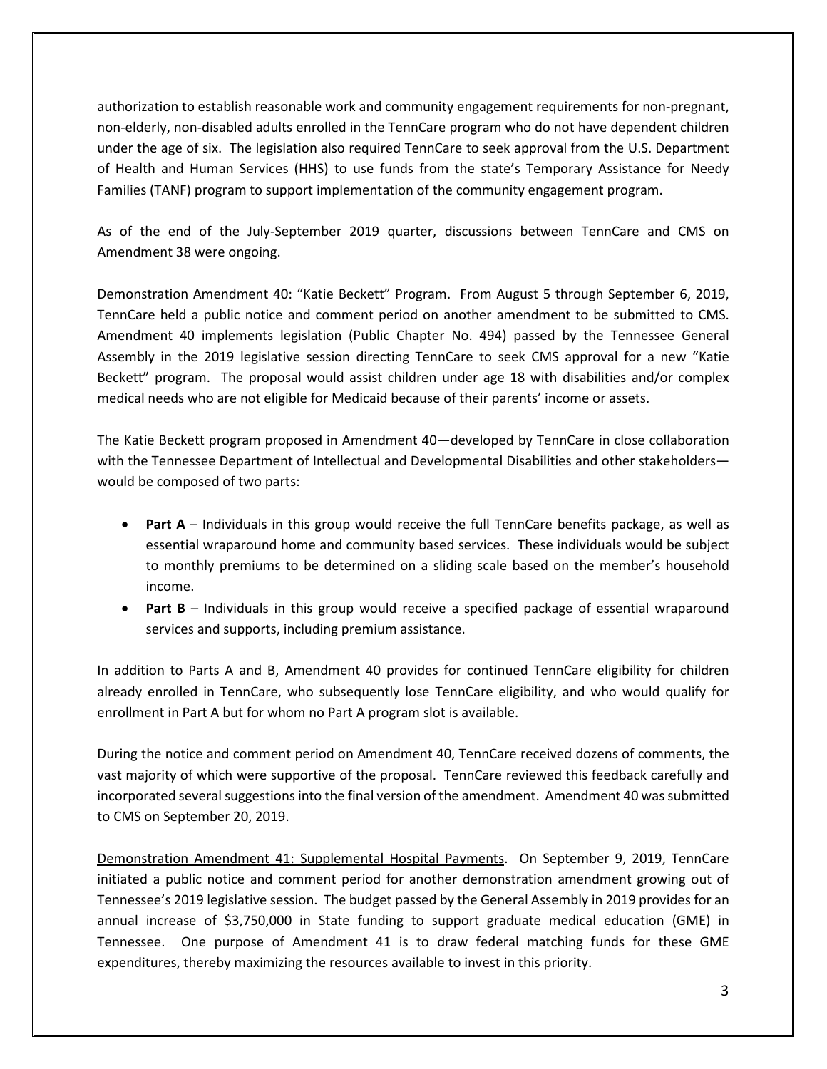authorization to establish reasonable work and community engagement requirements for non-pregnant, non-elderly, non-disabled adults enrolled in the TennCare program who do not have dependent children under the age of six. The legislation also required TennCare to seek approval from the U.S. Department of Health and Human Services (HHS) to use funds from the state's Temporary Assistance for Needy Families (TANF) program to support implementation of the community engagement program.

As of the end of the July-September 2019 quarter, discussions between TennCare and CMS on Amendment 38 were ongoing.

Demonstration Amendment 40: "Katie Beckett" Program. From August 5 through September 6, 2019, TennCare held a public notice and comment period on another amendment to be submitted to CMS. Amendment 40 implements legislation (Public Chapter No. 494) passed by the Tennessee General Assembly in the 2019 legislative session directing TennCare to seek CMS approval for a new "Katie Beckett" program. The proposal would assist children under age 18 with disabilities and/or complex medical needs who are not eligible for Medicaid because of their parents' income or assets.

The Katie Beckett program proposed in Amendment 40—developed by TennCare in close collaboration with the Tennessee Department of Intellectual and Developmental Disabilities and other stakeholders—would be composed of two parts:

- **Part A** – Individuals in this group would receive the full TennCare benefits package, as well as essential wraparound home and community based services. These individuals would be subject to monthly premiums to be determined on a sliding scale based on the member's household income.
- **Part B** – Individuals in this group would receive a specified package of essential wraparound services and supports, including premium assistance.

In addition to Parts A and B, Amendment 40 provides for continued TennCare eligibility for children already enrolled in TennCare, who subsequently lose TennCare eligibility, and who would qualify for enrollment in Part A but for whom no Part A program slot is available.

During the notice and comment period on Amendment 40, TennCare received dozens of comments, the vast majority of which were supportive of the proposal. TennCare reviewed this feedback carefully and incorporated several suggestions into the final version of the amendment. Amendment 40 was submitted to CMS on September 20, 2019.

Demonstration Amendment 41: Supplemental Hospital Payments. On September 9, 2019, TennCare initiated a public notice and comment period for another demonstration amendment growing out of Tennessee's 2019 legislative session. The budget passed by the General Assembly in 2019 provides for an annual increase of $3,750,000 in State funding to support graduate medical education (GME) in Tennessee. One purpose of Amendment 41 is to draw federal matching funds for these GME expenditures, thereby maximizing the resources available to invest in this priority.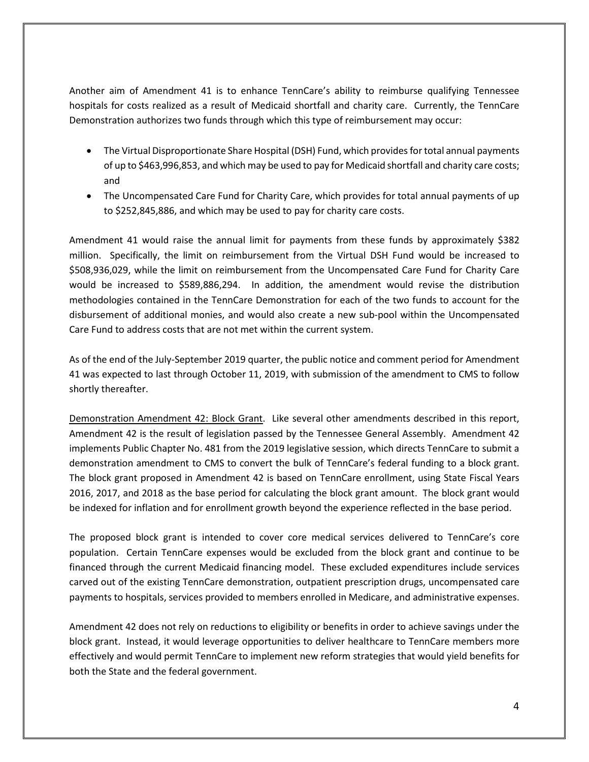Another aim of Amendment 41 is to enhance TennCare's ability to reimburse qualifying Tennessee hospitals for costs realized as a result of Medicaid shortfall and charity care. Currently, the TennCare Demonstration authorizes two funds through which this type of reimbursement may occur:

- The Virtual Disproportionate Share Hospital (DSH) Fund, which provides for total annual payments of up to $463,996,853, and which may be used to pay for Medicaid shortfall and charity care costs; and
- The Uncompensated Care Fund for Charity Care, which provides for total annual payments of up to $252,845,886, and which may be used to pay for charity care costs.

Amendment 41 would raise the annual limit for payments from these funds by approximately $382 million. Specifically, the limit on reimbursement from the Virtual DSH Fund would be increased to $508,936,029, while the limit on reimbursement from the Uncompensated Care Fund for Charity Care would be increased to $589,886,294. In addition, the amendment would revise the distribution methodologies contained in the TennCare Demonstration for each of the two funds to account for the disbursement of additional monies, and would also create a new sub-pool within the Uncompensated Care Fund to address costs that are not met within the current system.

As of the end of the July-September 2019 quarter, the public notice and comment period for Amendment 41 was expected to last through October 11, 2019, with submission of the amendment to CMS to follow shortly thereafter.

Demonstration Amendment 42: Block Grant. Like several other amendments described in this report, Amendment 42 is the result of legislation passed by the Tennessee General Assembly. Amendment 42 implements Public Chapter No. 481 from the 2019 legislative session, which directs TennCare to submit a demonstration amendment to CMS to convert the bulk of TennCare's federal funding to a block grant. The block grant proposed in Amendment 42 is based on TennCare enrollment, using State Fiscal Years 2016, 2017, and 2018 as the base period for calculating the block grant amount. The block grant would be indexed for inflation and for enrollment growth beyond the experience reflected in the base period.

The proposed block grant is intended to cover core medical services delivered to TennCare's core population. Certain TennCare expenses would be excluded from the block grant and continue to be financed through the current Medicaid financing model. These excluded expenditures include services carved out of the existing TennCare demonstration, outpatient prescription drugs, uncompensated care payments to hospitals, services provided to members enrolled in Medicare, and administrative expenses.

Amendment 42 does not rely on reductions to eligibility or benefits in order to achieve savings under the block grant. Instead, it would leverage opportunities to deliver healthcare to TennCare members more effectively and would permit TennCare to implement new reform strategies that would yield benefits for both the State and the federal government.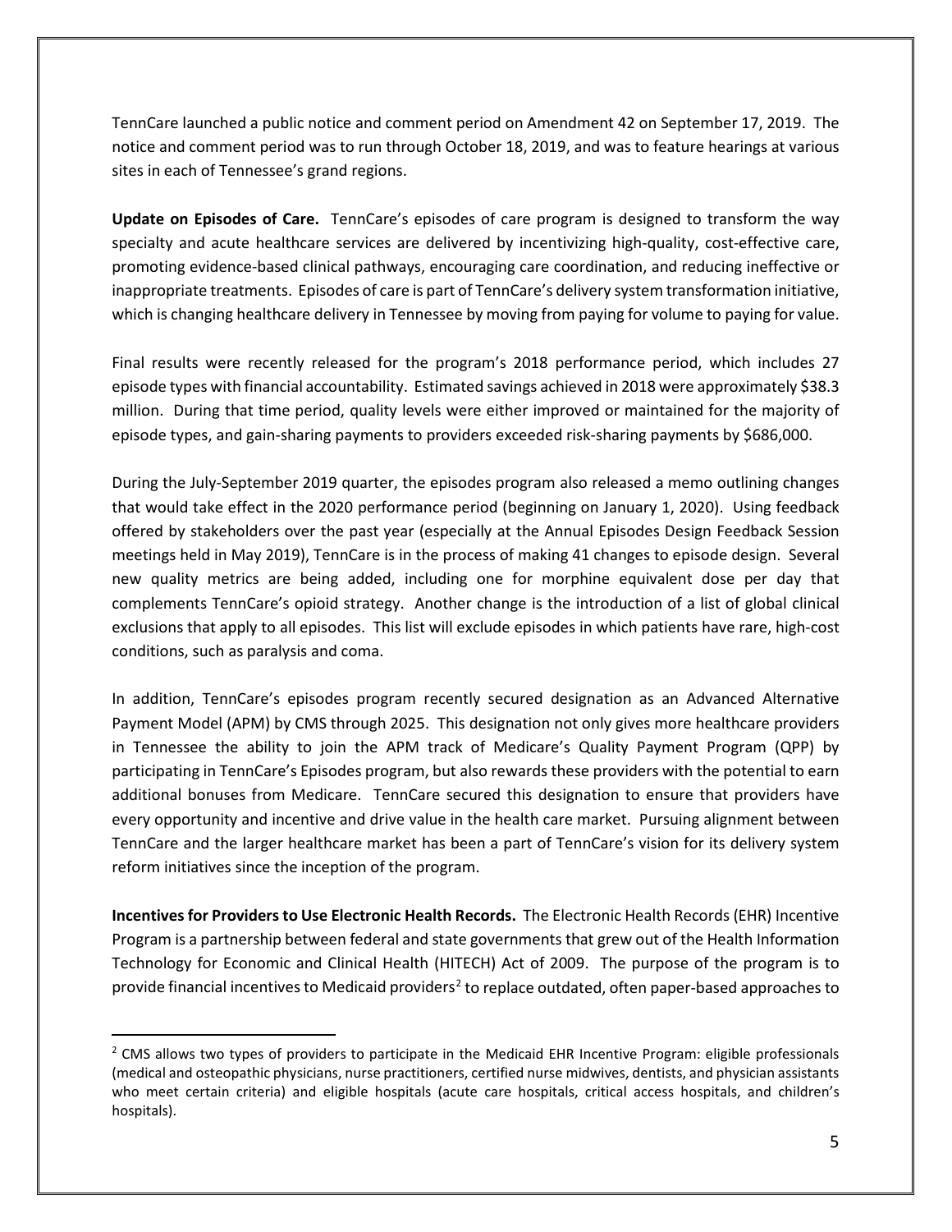TennCare launched a public notice and comment period on Amendment 42 on September 17, 2019. The notice and comment period was to run through October 18, 2019, and was to feature hearings at various sites in each of Tennessee's grand regions.

**Update on Episodes of Care.** TennCare's episodes of care program is designed to transform the way specialty and acute healthcare services are delivered by incentivizing high-quality, cost-effective care, promoting evidence-based clinical pathways, encouraging care coordination, and reducing ineffective or inappropriate treatments. Episodes of care is part of TennCare's delivery system transformation initiative, which is changing healthcare delivery in Tennessee by moving from paying for volume to paying for value.

Final results were recently released for the program's 2018 performance period, which includes 27 episode types with financial accountability. Estimated savings achieved in 2018 were approximately $38.3 million. During that time period, quality levels were either improved or maintained for the majority of episode types, and gain-sharing payments to providers exceeded risk-sharing payments by $686,000.

During the July-September 2019 quarter, the episodes program also released a memo outlining changes that would take effect in the 2020 performance period (beginning on January 1, 2020). Using feedback offered by stakeholders over the past year (especially at the Annual Episodes Design Feedback Session meetings held in May 2019), TennCare is in the process of making 41 changes to episode design. Several new quality metrics are being added, including one for morphine equivalent dose per day that complements TennCare's opioid strategy. Another change is the introduction of a list of global clinical exclusions that apply to all episodes. This list will exclude episodes in which patients have rare, high-cost conditions, such as paralysis and coma.

In addition, TennCare's episodes program recently secured designation as an Advanced Alternative Payment Model (APM) by CMS through 2025. This designation not only gives more healthcare providers in Tennessee the ability to join the APM track of Medicare's Quality Payment Program (QPP) by participating in TennCare's Episodes program, but also rewards these providers with the potential to earn additional bonuses from Medicare. TennCare secured this designation to ensure that providers have every opportunity and incentive and drive value in the health care market. Pursuing alignment between TennCare and the larger healthcare market has been a part of TennCare's vision for its delivery system reform initiatives since the inception of the program.

**Incentives for Providers to Use Electronic Health Records.** The Electronic Health Records (EHR) Incentive Program is a partnership between federal and state governments that grew out of the Health Information Technology for Economic and Clinical Health (HITECH) Act of 2009. The purpose of the program is to provide financial incentives to Medicaid providers[2] to replace outdated, often paper-based approaches to

---

[2] CMS allows two types of providers to participate in the Medicaid EHR Incentive Program: eligible professionals (medical and osteopathic physicians, nurse practitioners, certified nurse midwives, dentists, and physician assistants who meet certain criteria) and eligible hospitals (acute care hospitals, critical access hospitals, and children's hospitals).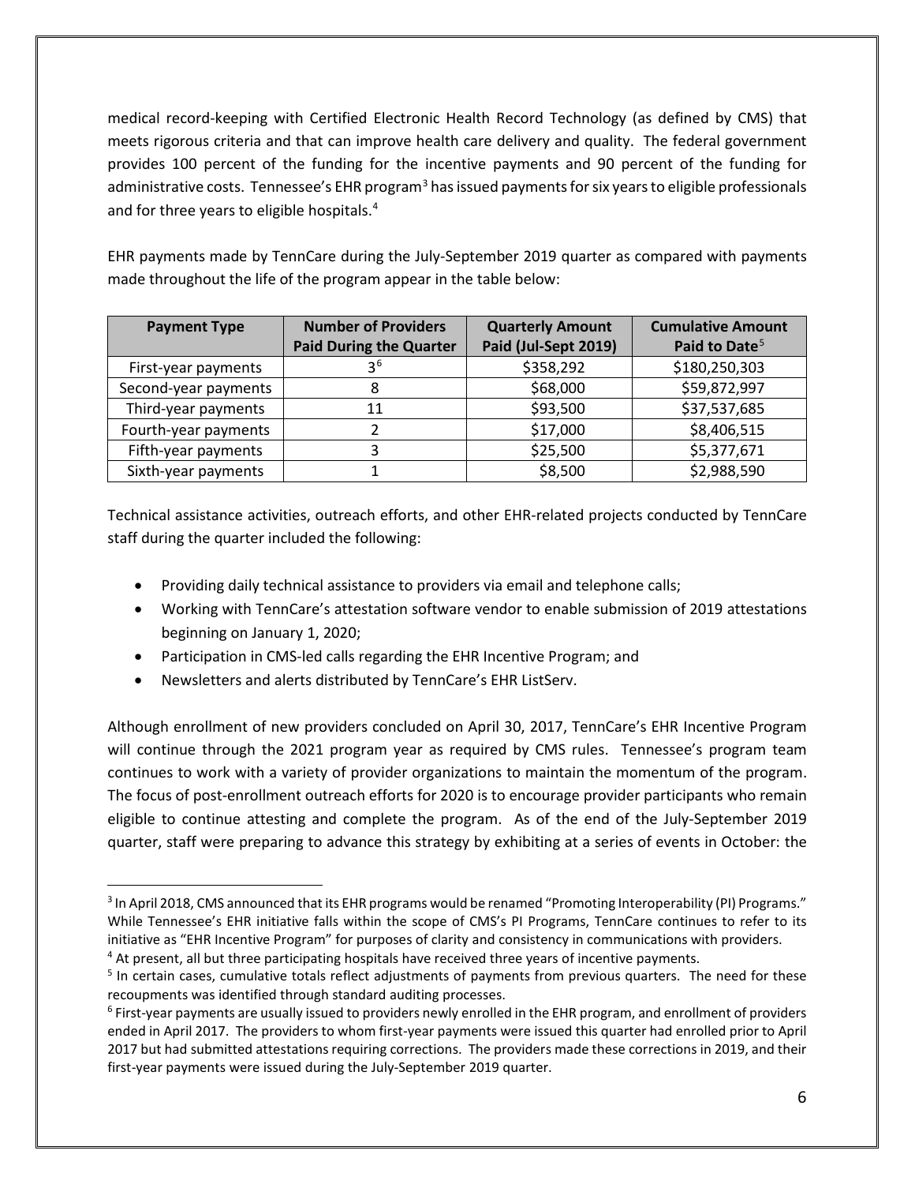medical record-keeping with Certified Electronic Health Record Technology (as defined by CMS) that meets rigorous criteria and that can improve health care delivery and quality. The federal government provides 100 percent of the funding for the incentive payments and 90 percent of the funding for administrative costs. Tennessee's EHR program[3] has issued payments for six years to eligible professionals and for three years to eligible hospitals.[4]

EHR payments made by TennCare during the July-September 2019 quarter as compared with payments made throughout the life of the program appear in the table below:

| Payment Type | Number of Providers Paid During the Quarter | Quarterly Amount Paid (Jul-Sept 2019) | Cumulative Amount Paid to Date[5] |
|---|---|---|---|
| First-year payments | 3[6] | $358,292 | $180,250,303 |
| Second-year payments | 8 | $68,000 | $59,872,997 |
| Third-year payments | 11 | $93,500 | $37,537,685 |
| Fourth-year payments | 2 | $17,000 | $8,406,515 |
| Fifth-year payments | 3 | $25,500 | $5,377,671 |
| Sixth-year payments | 1 | $8,500 | $2,988,590 |

Technical assistance activities, outreach efforts, and other EHR-related projects conducted by TennCare staff during the quarter included the following:

- Providing daily technical assistance to providers via email and telephone calls;
- Working with TennCare's attestation software vendor to enable submission of 2019 attestations beginning on January 1, 2020;
- Participation in CMS-led calls regarding the EHR Incentive Program; and
- Newsletters and alerts distributed by TennCare's EHR ListServ.

Although enrollment of new providers concluded on April 30, 2017, TennCare's EHR Incentive Program will continue through the 2021 program year as required by CMS rules. Tennessee's program team continues to work with a variety of provider organizations to maintain the momentum of the program. The focus of post-enrollment outreach efforts for 2020 is to encourage provider participants who remain eligible to continue attesting and complete the program. As of the end of the July-September 2019 quarter, staff were preparing to advance this strategy by exhibiting at a series of events in October: the

[3] In April 2018, CMS announced that its EHR programs would be renamed "Promoting Interoperability (PI) Programs." While Tennessee's EHR initiative falls within the scope of CMS's PI Programs, TennCare continues to refer to its initiative as "EHR Incentive Program" for purposes of clarity and consistency in communications with providers.

[4] At present, all but three participating hospitals have received three years of incentive payments.

[5] In certain cases, cumulative totals reflect adjustments of payments from previous quarters. The need for these recoupments was identified through standard auditing processes.

[6] First-year payments are usually issued to providers newly enrolled in the EHR program, and enrollment of providers ended in April 2017. The providers to whom first-year payments were issued this quarter had enrolled prior to April 2017 but had submitted attestations requiring corrections. The providers made these corrections in 2019, and their first-year payments were issued during the July-September 2019 quarter.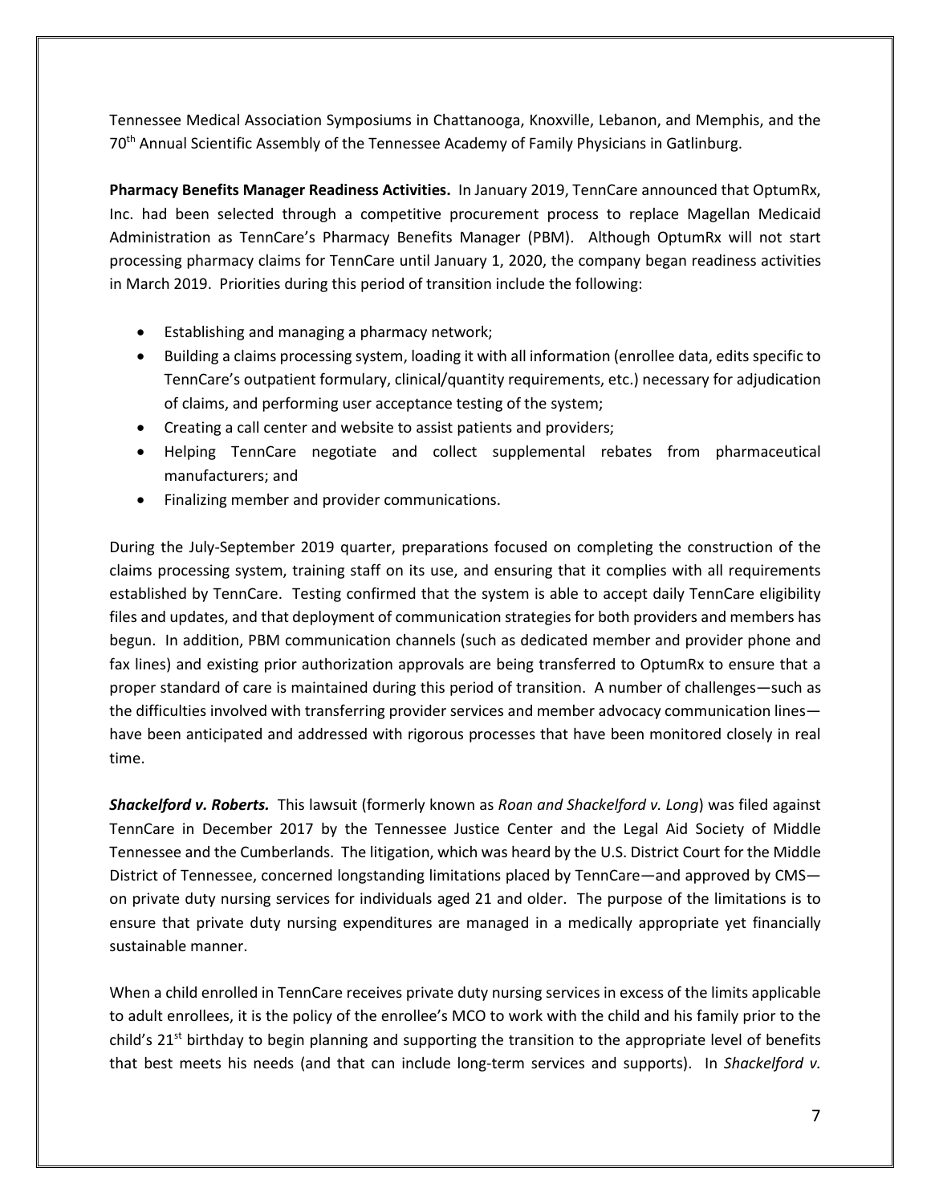Tennessee Medical Association Symposiums in Chattanooga, Knoxville, Lebanon, and Memphis, and the 70th Annual Scientific Assembly of the Tennessee Academy of Family Physicians in Gatlinburg.

**Pharmacy Benefits Manager Readiness Activities.** In January 2019, TennCare announced that OptumRx, Inc. had been selected through a competitive procurement process to replace Magellan Medicaid Administration as TennCare's Pharmacy Benefits Manager (PBM). Although OptumRx will not start processing pharmacy claims for TennCare until January 1, 2020, the company began readiness activities in March 2019. Priorities during this period of transition include the following:

- Establishing and managing a pharmacy network;
- Building a claims processing system, loading it with all information (enrollee data, edits specific to TennCare's outpatient formulary, clinical/quantity requirements, etc.) necessary for adjudication of claims, and performing user acceptance testing of the system;
- Creating a call center and website to assist patients and providers;
- Helping TennCare negotiate and collect supplemental rebates from pharmaceutical manufacturers; and
- Finalizing member and provider communications.

During the July-September 2019 quarter, preparations focused on completing the construction of the claims processing system, training staff on its use, and ensuring that it complies with all requirements established by TennCare. Testing confirmed that the system is able to accept daily TennCare eligibility files and updates, and that deployment of communication strategies for both providers and members has begun. In addition, PBM communication channels (such as dedicated member and provider phone and fax lines) and existing prior authorization approvals are being transferred to OptumRx to ensure that a proper standard of care is maintained during this period of transition. A number of challenges—such as the difficulties involved with transferring provider services and member advocacy communication lines—have been anticipated and addressed with rigorous processes that have been monitored closely in real time.

***Shackelford v. Roberts.*** This lawsuit (formerly known as *Roan and Shackelford v. Long*) was filed against TennCare in December 2017 by the Tennessee Justice Center and the Legal Aid Society of Middle Tennessee and the Cumberlands. The litigation, which was heard by the U.S. District Court for the Middle District of Tennessee, concerned longstanding limitations placed by TennCare—and approved by CMS—on private duty nursing services for individuals aged 21 and older. The purpose of the limitations is to ensure that private duty nursing expenditures are managed in a medically appropriate yet financially sustainable manner.

When a child enrolled in TennCare receives private duty nursing services in excess of the limits applicable to adult enrollees, it is the policy of the enrollee's MCO to work with the child and his family prior to the child's 21st birthday to begin planning and supporting the transition to the appropriate level of benefits that best meets his needs (and that can include long-term services and supports). In *Shackelford v.*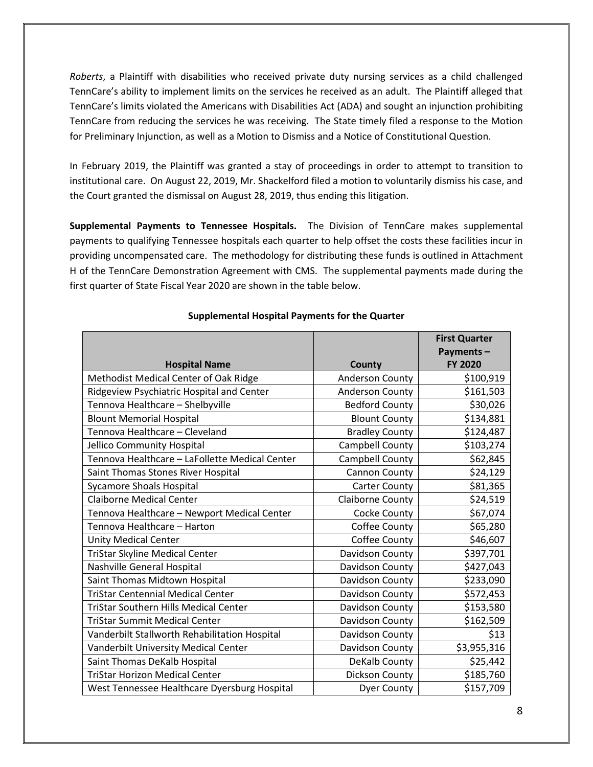*Roberts*, a Plaintiff with disabilities who received private duty nursing services as a child challenged TennCare's ability to implement limits on the services he received as an adult. The Plaintiff alleged that TennCare's limits violated the Americans with Disabilities Act (ADA) and sought an injunction prohibiting TennCare from reducing the services he was receiving. The State timely filed a response to the Motion for Preliminary Injunction, as well as a Motion to Dismiss and a Notice of Constitutional Question.

In February 2019, the Plaintiff was granted a stay of proceedings in order to attempt to transition to institutional care. On August 22, 2019, Mr. Shackelford filed a motion to voluntarily dismiss his case, and the Court granted the dismissal on August 28, 2019, thus ending this litigation.

**Supplemental Payments to Tennessee Hospitals.** The Division of TennCare makes supplemental payments to qualifying Tennessee hospitals each quarter to help offset the costs these facilities incur in providing uncompensated care. The methodology for distributing these funds is outlined in Attachment H of the TennCare Demonstration Agreement with CMS. The supplemental payments made during the first quarter of State Fiscal Year 2020 are shown in the table below.

**Supplemental Hospital Payments for the Quarter**

| Hospital Name | County | First Quarter Payments – FY 2020 |
|---|---|---|
| Methodist Medical Center of Oak Ridge | Anderson County | $100,919 |
| Ridgeview Psychiatric Hospital and Center | Anderson County | $161,503 |
| Tennova Healthcare – Shelbyville | Bedford County | $30,026 |
| Blount Memorial Hospital | Blount County | $134,881 |
| Tennova Healthcare – Cleveland | Bradley County | $124,487 |
| Jellico Community Hospital | Campbell County | $103,274 |
| Tennova Healthcare – LaFollette Medical Center | Campbell County | $62,845 |
| Saint Thomas Stones River Hospital | Cannon County | $24,129 |
| Sycamore Shoals Hospital | Carter County | $81,365 |
| Claiborne Medical Center | Claiborne County | $24,519 |
| Tennova Healthcare – Newport Medical Center | Cocke County | $67,074 |
| Tennova Healthcare – Harton | Coffee County | $65,280 |
| Unity Medical Center | Coffee County | $46,607 |
| TriStar Skyline Medical Center | Davidson County | $397,701 |
| Nashville General Hospital | Davidson County | $427,043 |
| Saint Thomas Midtown Hospital | Davidson County | $233,090 |
| TriStar Centennial Medical Center | Davidson County | $572,453 |
| TriStar Southern Hills Medical Center | Davidson County | $153,580 |
| TriStar Summit Medical Center | Davidson County | $162,509 |
| Vanderbilt Stallworth Rehabilitation Hospital | Davidson County | $13 |
| Vanderbilt University Medical Center | Davidson County | $3,955,316 |
| Saint Thomas DeKalb Hospital | DeKalb County | $25,442 |
| TriStar Horizon Medical Center | Dickson County | $185,760 |
| West Tennessee Healthcare Dyersburg Hospital | Dyer County | $157,709 |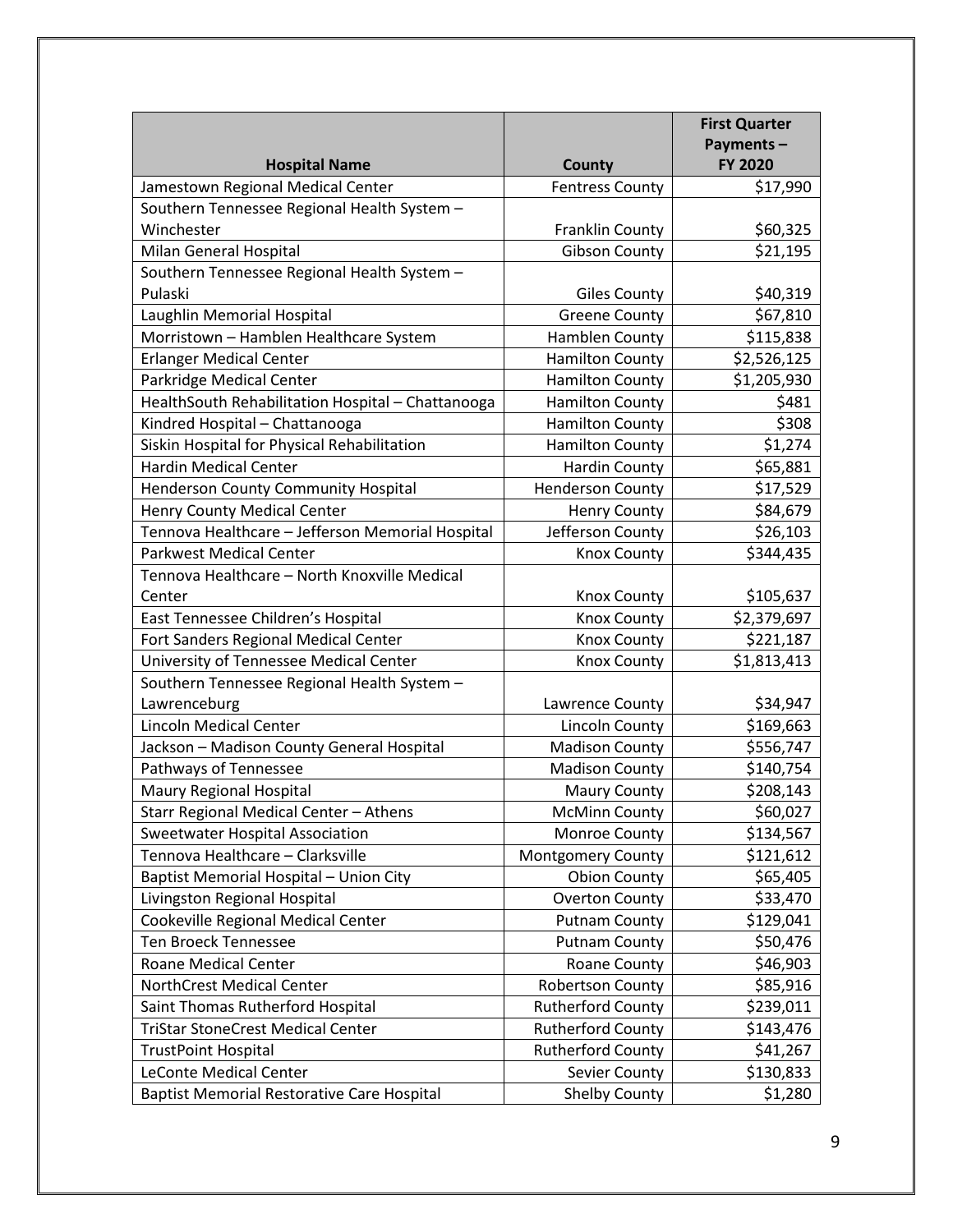| Hospital Name | County | First Quarter Payments – FY 2020 |
| --- | --- | --- |
| Jamestown Regional Medical Center | Fentress County | $17,990 |
| Southern Tennessee Regional Health System – Winchester | Franklin County | $60,325 |
| Milan General Hospital | Gibson County | $21,195 |
| Southern Tennessee Regional Health System – Pulaski | Giles County | $40,319 |
| Laughlin Memorial Hospital | Greene County | $67,810 |
| Morristown – Hamblen Healthcare System | Hamblen County | $115,838 |
| Erlanger Medical Center | Hamilton County | $2,526,125 |
| Parkridge Medical Center | Hamilton County | $1,205,930 |
| HealthSouth Rehabilitation Hospital – Chattanooga | Hamilton County | $481 |
| Kindred Hospital – Chattanooga | Hamilton County | $308 |
| Siskin Hospital for Physical Rehabilitation | Hamilton County | $1,274 |
| Hardin Medical Center | Hardin County | $65,881 |
| Henderson County Community Hospital | Henderson County | $17,529 |
| Henry County Medical Center | Henry County | $84,679 |
| Tennova Healthcare – Jefferson Memorial Hospital | Jefferson County | $26,103 |
| Parkwest Medical Center | Knox County | $344,435 |
| Tennova Healthcare – North Knoxville Medical Center | Knox County | $105,637 |
| East Tennessee Children's Hospital | Knox County | $2,379,697 |
| Fort Sanders Regional Medical Center | Knox County | $221,187 |
| University of Tennessee Medical Center | Knox County | $1,813,413 |
| Southern Tennessee Regional Health System – Lawrenceburg | Lawrence County | $34,947 |
| Lincoln Medical Center | Lincoln County | $169,663 |
| Jackson – Madison County General Hospital | Madison County | $556,747 |
| Pathways of Tennessee | Madison County | $140,754 |
| Maury Regional Hospital | Maury County | $208,143 |
| Starr Regional Medical Center – Athens | McMinn County | $60,027 |
| Sweetwater Hospital Association | Monroe County | $134,567 |
| Tennova Healthcare – Clarksville | Montgomery County | $121,612 |
| Baptist Memorial Hospital – Union City | Obion County | $65,405 |
| Livingston Regional Hospital | Overton County | $33,470 |
| Cookeville Regional Medical Center | Putnam County | $129,041 |
| Ten Broeck Tennessee | Putnam County | $50,476 |
| Roane Medical Center | Roane County | $46,903 |
| NorthCrest Medical Center | Robertson County | $85,916 |
| Saint Thomas Rutherford Hospital | Rutherford County | $239,011 |
| TriStar StoneCrest Medical Center | Rutherford County | $143,476 |
| TrustPoint Hospital | Rutherford County | $41,267 |
| LeConte Medical Center | Sevier County | $130,833 |
| Baptist Memorial Restorative Care Hospital | Shelby County | $1,280 |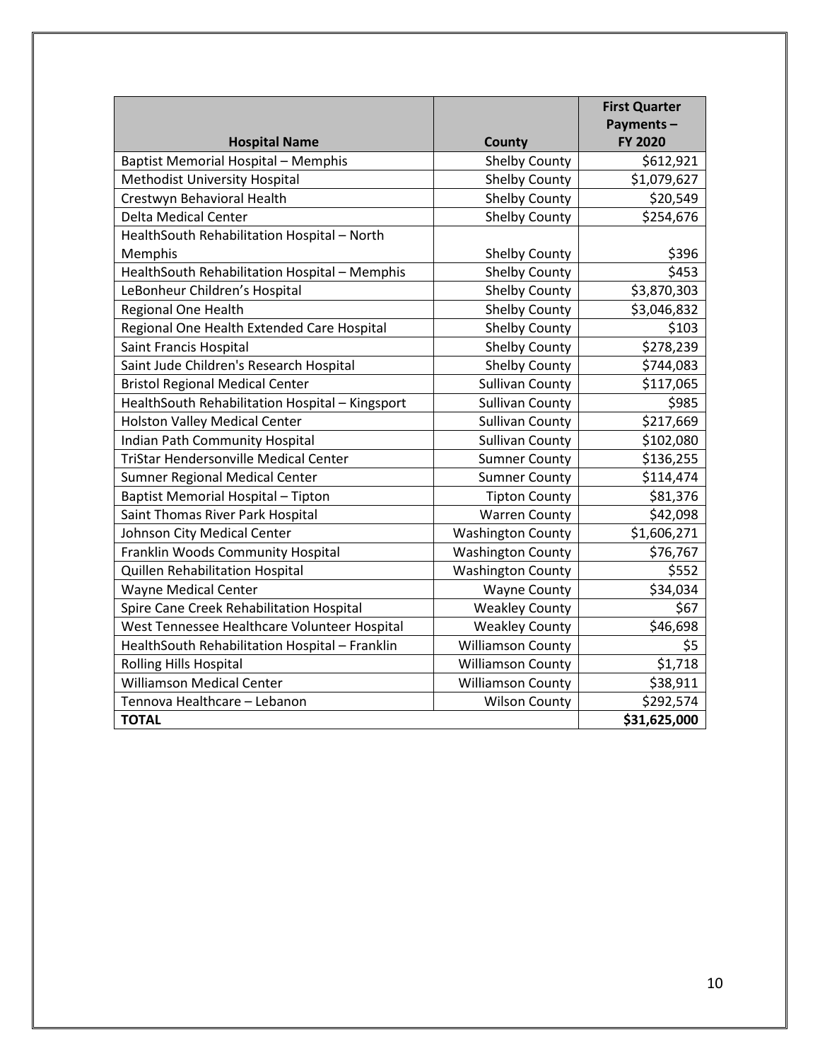| Hospital Name | County | First Quarter Payments – FY 2020 |
|---|---|---|
| Baptist Memorial Hospital – Memphis | Shelby County | $612,921 |
| Methodist University Hospital | Shelby County | $1,079,627 |
| Crestwyn Behavioral Health | Shelby County | $20,549 |
| Delta Medical Center | Shelby County | $254,676 |
| HealthSouth Rehabilitation Hospital – North Memphis | Shelby County | $396 |
| HealthSouth Rehabilitation Hospital – Memphis | Shelby County | $453 |
| LeBonheur Children's Hospital | Shelby County | $3,870,303 |
| Regional One Health | Shelby County | $3,046,832 |
| Regional One Health Extended Care Hospital | Shelby County | $103 |
| Saint Francis Hospital | Shelby County | $278,239 |
| Saint Jude Children's Research Hospital | Shelby County | $744,083 |
| Bristol Regional Medical Center | Sullivan County | $117,065 |
| HealthSouth Rehabilitation Hospital – Kingsport | Sullivan County | $985 |
| Holston Valley Medical Center | Sullivan County | $217,669 |
| Indian Path Community Hospital | Sullivan County | $102,080 |
| TriStar Hendersonville Medical Center | Sumner County | $136,255 |
| Sumner Regional Medical Center | Sumner County | $114,474 |
| Baptist Memorial Hospital – Tipton | Tipton County | $81,376 |
| Saint Thomas River Park Hospital | Warren County | $42,098 |
| Johnson City Medical Center | Washington County | $1,606,271 |
| Franklin Woods Community Hospital | Washington County | $76,767 |
| Quillen Rehabilitation Hospital | Washington County | $552 |
| Wayne Medical Center | Wayne County | $34,034 |
| Spire Cane Creek Rehabilitation Hospital | Weakley County | $67 |
| West Tennessee Healthcare Volunteer Hospital | Weakley County | $46,698 |
| HealthSouth Rehabilitation Hospital – Franklin | Williamson County | $5 |
| Rolling Hills Hospital | Williamson County | $1,718 |
| Williamson Medical Center | Williamson County | $38,911 |
| Tennova Healthcare – Lebanon | Wilson County | $292,574 |
| **TOTAL** | | **$31,625,000** |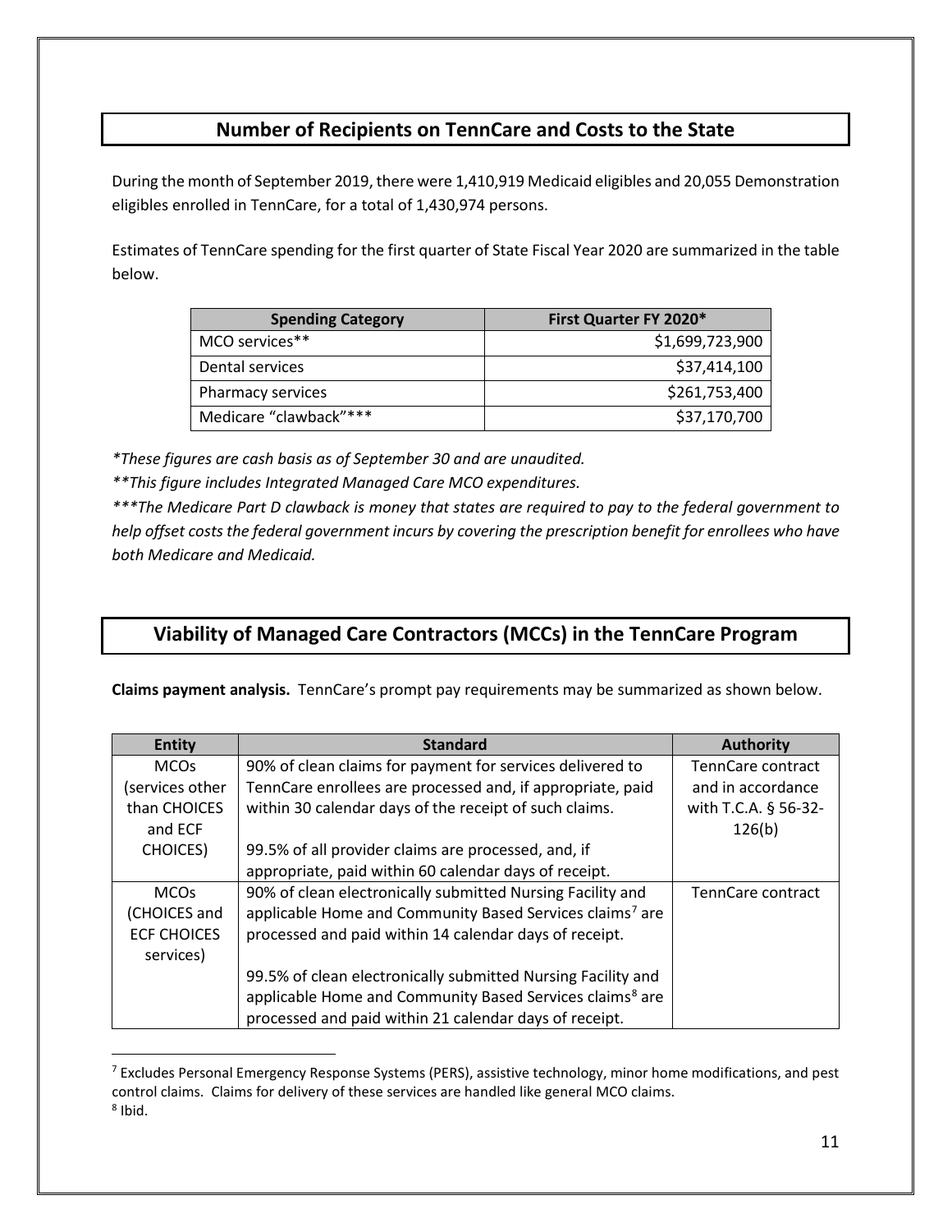## Number of Recipients on TennCare and Costs to the State

During the month of September 2019, there were 1,410,919 Medicaid eligibles and 20,055 Demonstration eligibles enrolled in TennCare, for a total of 1,430,974 persons.

Estimates of TennCare spending for the first quarter of State Fiscal Year 2020 are summarized in the table below.

| Spending Category | First Quarter FY 2020* |
|---|---:|
| MCO services** | $1,699,723,900 |
| Dental services | $37,414,100 |
| Pharmacy services | $261,753,400 |
| Medicare "clawback"*** | $37,170,700 |

*\*These figures are cash basis as of September 30 and are unaudited.*

*\*\*This figure includes Integrated Managed Care MCO expenditures.*

*\*\*\*The Medicare Part D clawback is money that states are required to pay to the federal government to help offset costs the federal government incurs by covering the prescription benefit for enrollees who have both Medicare and Medicaid.*

## Viability of Managed Care Contractors (MCCs) in the TennCare Program

**Claims payment analysis.** TennCare's prompt pay requirements may be summarized as shown below.

| Entity | Standard | Authority |
|---|---|---|
| MCOs (services other than CHOICES and ECF CHOICES) | 90% of clean claims for payment for services delivered to TennCare enrollees are processed and, if appropriate, paid within 30 calendar days of the receipt of such claims.<br><br>99.5% of all provider claims are processed, and, if appropriate, paid within 60 calendar days of receipt. | TennCare contract and in accordance with T.C.A. § 56-32-126(b) |
| MCOs (CHOICES and ECF CHOICES services) | 90% of clean electronically submitted Nursing Facility and applicable Home and Community Based Services claims[7] are processed and paid within 14 calendar days of receipt.<br><br>99.5% of clean electronically submitted Nursing Facility and applicable Home and Community Based Services claims[8] are processed and paid within 21 calendar days of receipt. | TennCare contract |

[7] Excludes Personal Emergency Response Systems (PERS), assistive technology, minor home modifications, and pest control claims. Claims for delivery of these services are handled like general MCO claims.

[8] Ibid.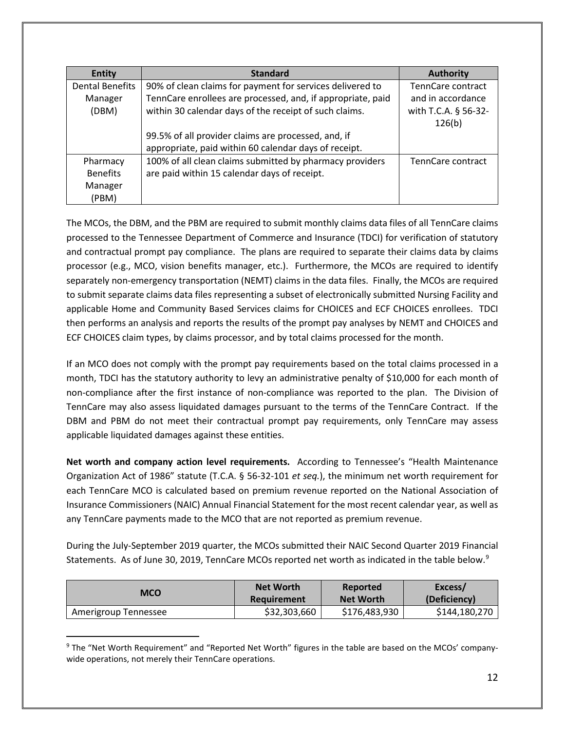| Entity | Standard | Authority |
|---|---|---|
| Dental Benefits Manager (DBM) | 90% of clean claims for payment for services delivered to TennCare enrollees are processed, and, if appropriate, paid within 30 calendar days of the receipt of such claims.<br><br>99.5% of all provider claims are processed, and, if appropriate, paid within 60 calendar days of receipt. | TennCare contract and in accordance with T.C.A. § 56-32-126(b) |
| Pharmacy Benefits Manager (PBM) | 100% of all clean claims submitted by pharmacy providers are paid within 15 calendar days of receipt. | TennCare contract |

The MCOs, the DBM, and the PBM are required to submit monthly claims data files of all TennCare claims processed to the Tennessee Department of Commerce and Insurance (TDCI) for verification of statutory and contractual prompt pay compliance. The plans are required to separate their claims data by claims processor (e.g., MCO, vision benefits manager, etc.). Furthermore, the MCOs are required to identify separately non-emergency transportation (NEMT) claims in the data files. Finally, the MCOs are required to submit separate claims data files representing a subset of electronically submitted Nursing Facility and applicable Home and Community Based Services claims for CHOICES and ECF CHOICES enrollees. TDCI then performs an analysis and reports the results of the prompt pay analyses by NEMT and CHOICES and ECF CHOICES claim types, by claims processor, and by total claims processed for the month.

If an MCO does not comply with the prompt pay requirements based on the total claims processed in a month, TDCI has the statutory authority to levy an administrative penalty of $10,000 for each month of non-compliance after the first instance of non-compliance was reported to the plan. The Division of TennCare may also assess liquidated damages pursuant to the terms of the TennCare Contract. If the DBM and PBM do not meet their contractual prompt pay requirements, only TennCare may assess applicable liquidated damages against these entities.

**Net worth and company action level requirements.** According to Tennessee's "Health Maintenance Organization Act of 1986" statute (T.C.A. § 56-32-101 *et seq.*), the minimum net worth requirement for each TennCare MCO is calculated based on premium revenue reported on the National Association of Insurance Commissioners (NAIC) Annual Financial Statement for the most recent calendar year, as well as any TennCare payments made to the MCO that are not reported as premium revenue.

During the July-September 2019 quarter, the MCOs submitted their NAIC Second Quarter 2019 Financial Statements. As of June 30, 2019, TennCare MCOs reported net worth as indicated in the table below.[9]

| MCO | Net Worth Requirement | Reported Net Worth | Excess/ (Deficiency) |
|---|---|---|---|
| Amerigroup Tennessee | $32,303,660 | $176,483,930 | $144,180,270 |

[9] The "Net Worth Requirement" and "Reported Net Worth" figures in the table are based on the MCOs' company-wide operations, not merely their TennCare operations.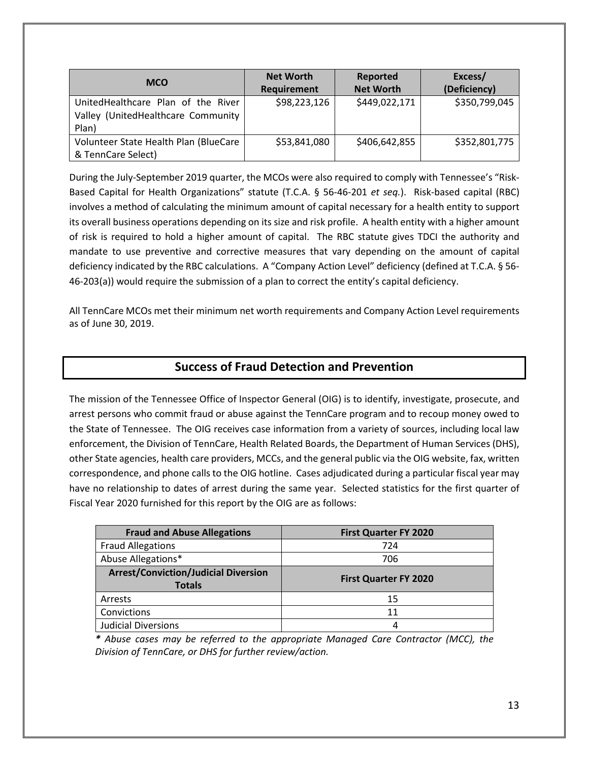| MCO | Net Worth Requirement | Reported Net Worth | Excess/ (Deficiency) |
|---|---|---|---|
| UnitedHealthcare Plan of the River Valley (UnitedHealthcare Community Plan) | $98,223,126 | $449,022,171 | $350,799,045 |
| Volunteer State Health Plan (BlueCare & TennCare Select) | $53,841,080 | $406,642,855 | $352,801,775 |

During the July-September 2019 quarter, the MCOs were also required to comply with Tennessee's "Risk-Based Capital for Health Organizations" statute (T.C.A. § 56-46-201 *et seq.*). Risk-based capital (RBC) involves a method of calculating the minimum amount of capital necessary for a health entity to support its overall business operations depending on its size and risk profile. A health entity with a higher amount of risk is required to hold a higher amount of capital. The RBC statute gives TDCI the authority and mandate to use preventive and corrective measures that vary depending on the amount of capital deficiency indicated by the RBC calculations. A "Company Action Level" deficiency (defined at T.C.A. § 56-46-203(a)) would require the submission of a plan to correct the entity's capital deficiency.

All TennCare MCOs met their minimum net worth requirements and Company Action Level requirements as of June 30, 2019.

## Success of Fraud Detection and Prevention

The mission of the Tennessee Office of Inspector General (OIG) is to identify, investigate, prosecute, and arrest persons who commit fraud or abuse against the TennCare program and to recoup money owed to the State of Tennessee. The OIG receives case information from a variety of sources, including local law enforcement, the Division of TennCare, Health Related Boards, the Department of Human Services (DHS), other State agencies, health care providers, MCCs, and the general public via the OIG website, fax, written correspondence, and phone calls to the OIG hotline. Cases adjudicated during a particular fiscal year may have no relationship to dates of arrest during the same year. Selected statistics for the first quarter of Fiscal Year 2020 furnished for this report by the OIG are as follows:

| Fraud and Abuse Allegations | First Quarter FY 2020 |
|---|---|
| Fraud Allegations | 724 |
| Abuse Allegations* | 706 |
| **Arrest/Conviction/Judicial Diversion Totals** | **First Quarter FY 2020** |
| Arrests | 15 |
| Convictions | 11 |
| Judicial Diversions | 4 |

*\* Abuse cases may be referred to the appropriate Managed Care Contractor (MCC), the Division of TennCare, or DHS for further review/action.*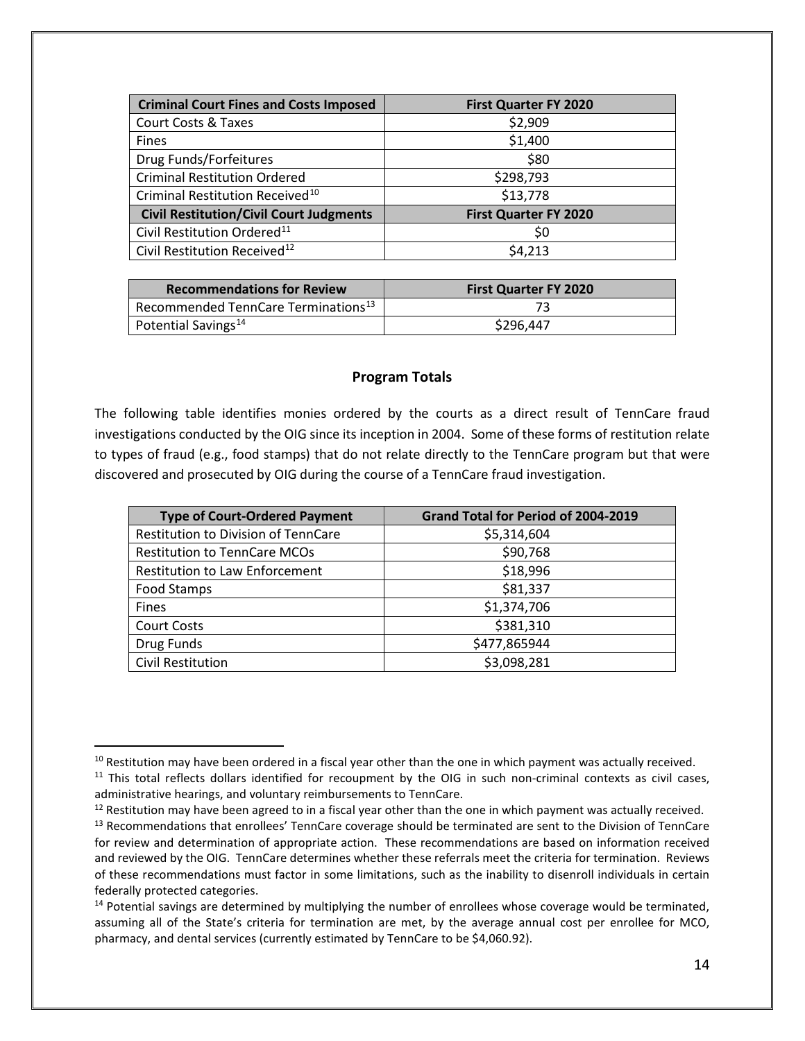| Criminal Court Fines and Costs Imposed | First Quarter FY 2020 |
| --- | --- |
| Court Costs & Taxes | $2,909 |
| Fines | $1,400 |
| Drug Funds/Forfeitures | $80 |
| Criminal Restitution Ordered | $298,793 |
| Criminal Restitution Received[10] | $13,778 |
| **Civil Restitution/Civil Court Judgments** | **First Quarter FY 2020** |
| Civil Restitution Ordered[11] | $0 |
| Civil Restitution Received[12] | $4,213 |

| Recommendations for Review | First Quarter FY 2020 |
| --- | --- |
| Recommended TennCare Terminations[13] | 73 |
| Potential Savings[14] | $296,447 |

## Program Totals

The following table identifies monies ordered by the courts as a direct result of TennCare fraud investigations conducted by the OIG since its inception in 2004. Some of these forms of restitution relate to types of fraud (e.g., food stamps) that do not relate directly to the TennCare program but that were discovered and prosecuted by OIG during the course of a TennCare fraud investigation.

| Type of Court-Ordered Payment | Grand Total for Period of 2004-2019 |
| --- | --- |
| Restitution to Division of TennCare | $5,314,604 |
| Restitution to TennCare MCOs | $90,768 |
| Restitution to Law Enforcement | $18,996 |
| Food Stamps | $81,337 |
| Fines | $1,374,706 |
| Court Costs | $381,310 |
| Drug Funds | $477,865944 |
| Civil Restitution | $3,098,281 |

[10] Restitution may have been ordered in a fiscal year other than the one in which payment was actually received.

[11] This total reflects dollars identified for recoupment by the OIG in such non-criminal contexts as civil cases, administrative hearings, and voluntary reimbursements to TennCare.

[12] Restitution may have been agreed to in a fiscal year other than the one in which payment was actually received.

[13] Recommendations that enrollees' TennCare coverage should be terminated are sent to the Division of TennCare for review and determination of appropriate action. These recommendations are based on information received and reviewed by the OIG. TennCare determines whether these referrals meet the criteria for termination. Reviews of these recommendations must factor in some limitations, such as the inability to disenroll individuals in certain federally protected categories.

[14] Potential savings are determined by multiplying the number of enrollees whose coverage would be terminated, assuming all of the State's criteria for termination are met, by the average annual cost per enrollee for MCO, pharmacy, and dental services (currently estimated by TennCare to be $4,060.92).